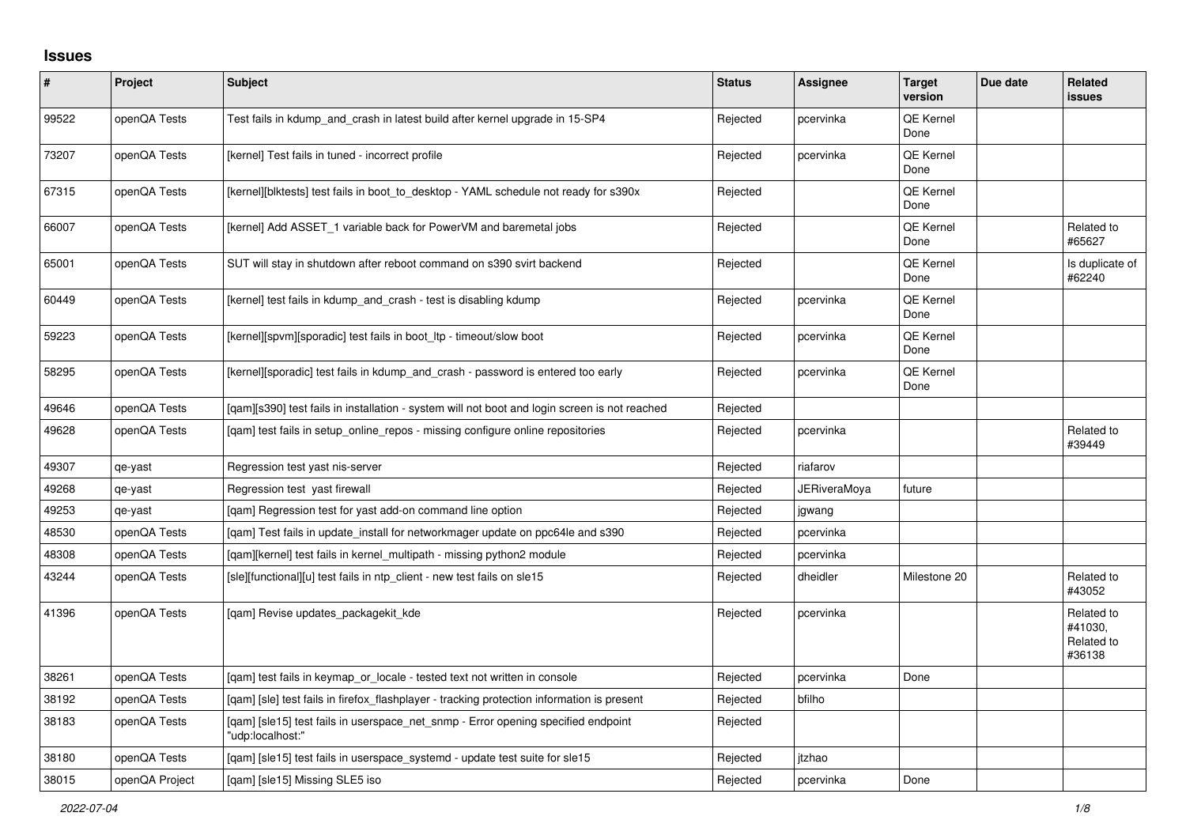## Issues

| # | Project | Subject | Status | Assignee | Target version | Due date | Related issues |
|---|---|---|---|---|---|---|---|
| 99522 | openQA Tests | Test fails in kdump_and_crash in latest build after kernel upgrade in 15-SP4 | Rejected | pcervinka | QE Kernel Done | | |
| 73207 | openQA Tests | [kernel] Test fails in tuned - incorrect profile | Rejected | pcervinka | QE Kernel Done | | |
| 67315 | openQA Tests | [kernel][blktests] test fails in boot_to_desktop - YAML schedule not ready for s390x | Rejected | | QE Kernel Done | | |
| 66007 | openQA Tests | [kernel] Add ASSET_1 variable back for PowerVM and baremetal jobs | Rejected | | QE Kernel Done | | Related to #65627 |
| 65001 | openQA Tests | SUT will stay in shutdown after reboot command on s390 svirt backend | Rejected | | QE Kernel Done | | Is duplicate of #62240 |
| 60449 | openQA Tests | [kernel] test fails in kdump_and_crash - test is disabling kdump | Rejected | pcervinka | QE Kernel Done | | |
| 59223 | openQA Tests | [kernel][spvm][sporadic] test fails in boot_ltp - timeout/slow boot | Rejected | pcervinka | QE Kernel Done | | |
| 58295 | openQA Tests | [kernel][sporadic] test fails in kdump_and_crash - password is entered too early | Rejected | pcervinka | QE Kernel Done | | |
| 49646 | openQA Tests | [qam][s390] test fails in installation - system will not boot and login screen is not reached | Rejected | | | | |
| 49628 | openQA Tests | [qam] test fails in setup_online_repos - missing configure online repositories | Rejected | pcervinka | | | Related to #39449 |
| 49307 | qe-yast | Regression test yast nis-server | Rejected | riafarov | | | |
| 49268 | qe-yast | Regression test yast firewall | Rejected | JERiveraMoya | future | | |
| 49253 | qe-yast | [qam] Regression test for yast add-on command line option | Rejected | jgwang | | | |
| 48530 | openQA Tests | [qam] Test fails in update_install for networkmager update on ppc64le and s390 | Rejected | pcervinka | | | |
| 48308 | openQA Tests | [qam][kernel] test fails in kernel_multipath - missing python2 module | Rejected | pcervinka | | | |
| 43244 | openQA Tests | [sle][functional][u] test fails in ntp_client - new test fails on sle15 | Rejected | dheidler | Milestone 20 | | Related to #43052 |
| 41396 | openQA Tests | [qam] Revise updates_packagekit_kde | Rejected | pcervinka | | | Related to #41030, Related to #36138 |
| 38261 | openQA Tests | [qam] test fails in keymap_or_locale - tested text not written in console | Rejected | pcervinka | Done | | |
| 38192 | openQA Tests | [qam] [sle] test fails in firefox_flashplayer - tracking protection information is present | Rejected | bfilho | | | |
| 38183 | openQA Tests | [qam] [sle15] test fails in userspace_net_snmp - Error opening specified endpoint "udp:localhost:" | Rejected | | | | |
| 38180 | openQA Tests | [qam] [sle15] test fails in userspace_systemd - update test suite for sle15 | Rejected | jtzhao | | | |
| 38015 | openQA Project | [qam] [sle15] Missing SLE5 iso | Rejected | pcervinka | Done | | |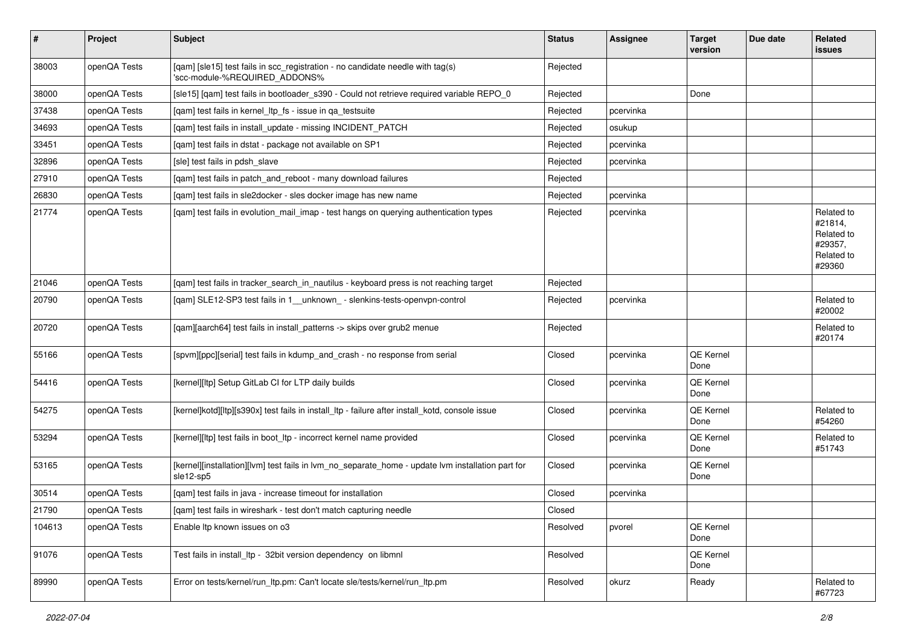| # | Project | Subject | Status | Assignee | Target version | Due date | Related issues |
|---|---|---|---|---|---|---|---|
| 38003 | openQA Tests | [qam] [sle15] test fails in scc_registration - no candidate needle with tag(s) 'scc-module-%REQUIRED_ADDONS% | Rejected | | | | |
| 38000 | openQA Tests | [sle15] [qam] test fails in bootloader_s390 - Could not retrieve required variable REPO_0 | Rejected | | Done | | |
| 37438 | openQA Tests | [qam] test fails in kernel_ltp_fs - issue in qa_testsuite | Rejected | pcervinka | | | |
| 34693 | openQA Tests | [qam] test fails in install_update - missing INCIDENT_PATCH | Rejected | osukup | | | |
| 33451 | openQA Tests | [qam] test fails in dstat - package not available on SP1 | Rejected | pcervinka | | | |
| 32896 | openQA Tests | [sle] test fails in pdsh_slave | Rejected | pcervinka | | | |
| 27910 | openQA Tests | [qam] test fails in patch_and_reboot - many download failures | Rejected | | | | |
| 26830 | openQA Tests | [qam] test fails in sle2docker - sles docker image has new name | Rejected | pcervinka | | | |
| 21774 | openQA Tests | [qam] test fails in evolution_mail_imap - test hangs on querying authentication types | Rejected | pcervinka | | | Related to #21814, Related to #29357, Related to #29360 |
| 21046 | openQA Tests | [qam] test fails in tracker_search_in_nautilus - keyboard press is not reaching target | Rejected | | | | |
| 20790 | openQA Tests | [qam] SLE12-SP3 test fails in 1__unknown_ - slenkins-tests-openvpn-control | Rejected | pcervinka | | | Related to #20002 |
| 20720 | openQA Tests | [qam][aarch64] test fails in install_patterns -> skips over grub2 menue | Rejected | | | | Related to #20174 |
| 55166 | openQA Tests | [spvm][ppc][serial] test fails in kdump_and_crash - no response from serial | Closed | pcervinka | QE Kernel Done | | |
| 54416 | openQA Tests | [kernel][ltp] Setup GitLab CI for LTP daily builds | Closed | pcervinka | QE Kernel Done | | |
| 54275 | openQA Tests | [kernel]kotd][ltp][s390x] test fails in install_ltp - failure after install_kotd, console issue | Closed | pcervinka | QE Kernel Done | | Related to #54260 |
| 53294 | openQA Tests | [kernel][ltp] test fails in boot_ltp - incorrect kernel name provided | Closed | pcervinka | QE Kernel Done | | Related to #51743 |
| 53165 | openQA Tests | [kernel][installation][lvm] test fails in lvm_no_separate_home - update lvm installation part for sle12-sp5 | Closed | pcervinka | QE Kernel Done | | |
| 30514 | openQA Tests | [qam] test fails in java - increase timeout for installation | Closed | pcervinka | | | |
| 21790 | openQA Tests | [qam] test fails in wireshark - test don't match capturing needle | Closed | | | | |
| 104613 | openQA Tests | Enable ltp known issues on o3 | Resolved | pvorel | QE Kernel Done | | |
| 91076 | openQA Tests | Test fails in install_ltp - 32bit version dependency on libmnl | Resolved | | QE Kernel Done | | |
| 89990 | openQA Tests | Error on tests/kernel/run_ltp.pm: Can't locate sle/tests/kernel/run_ltp.pm | Resolved | okurz | Ready | | Related to #67723 |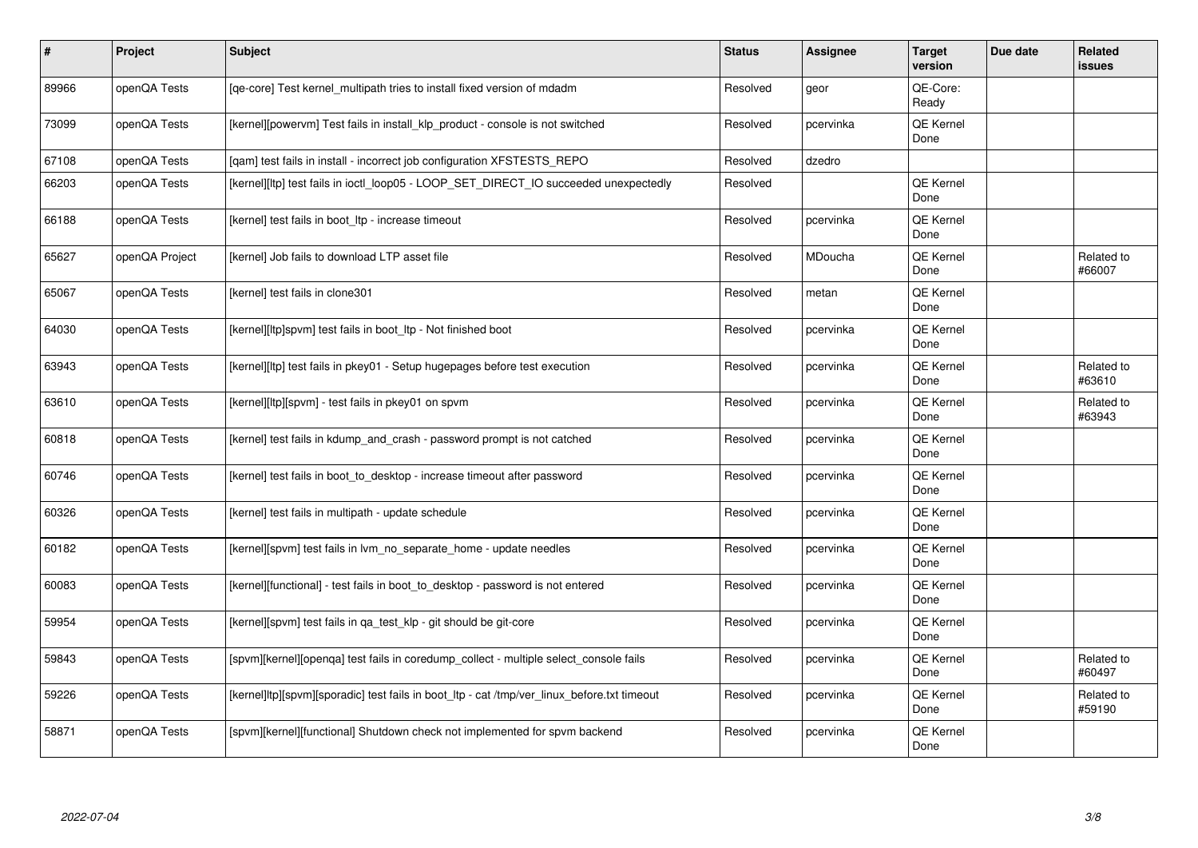| # | Project | Subject | Status | Assignee | Target version | Due date | Related issues |
|---|---|---|---|---|---|---|---|
| 89966 | openQA Tests | [qe-core] Test kernel_multipath tries to install fixed version of mdadm | Resolved | geor | QE-Core: Ready | | |
| 73099 | openQA Tests | [kernel][powervm] Test fails in install_klp_product - console is not switched | Resolved | pcervinka | QE Kernel Done | | |
| 67108 | openQA Tests | [qam] test fails in install - incorrect job configuration XFSTESTS_REPO | Resolved | dzedro | | | |
| 66203 | openQA Tests | [kernel][ltp] test fails in ioctl_loop05 - LOOP_SET_DIRECT_IO succeeded unexpectedly | Resolved | | QE Kernel Done | | |
| 66188 | openQA Tests | [kernel] test fails in boot_ltp - increase timeout | Resolved | pcervinka | QE Kernel Done | | |
| 65627 | openQA Project | [kernel] Job fails to download LTP asset file | Resolved | MDoucha | QE Kernel Done | | Related to #66007 |
| 65067 | openQA Tests | [kernel] test fails in clone301 | Resolved | metan | QE Kernel Done | | |
| 64030 | openQA Tests | [kernel][ltp]spvm] test fails in boot_ltp - Not finished boot | Resolved | pcervinka | QE Kernel Done | | |
| 63943 | openQA Tests | [kernel][ltp] test fails in pkey01 - Setup hugepages before test execution | Resolved | pcervinka | QE Kernel Done | | Related to #63610 |
| 63610 | openQA Tests | [kernel][ltp][spvm] - test fails in pkey01 on spvm | Resolved | pcervinka | QE Kernel Done | | Related to #63943 |
| 60818 | openQA Tests | [kernel] test fails in kdump_and_crash - password prompt is not catched | Resolved | pcervinka | QE Kernel Done | | |
| 60746 | openQA Tests | [kernel] test fails in boot_to_desktop - increase timeout after password | Resolved | pcervinka | QE Kernel Done | | |
| 60326 | openQA Tests | [kernel] test fails in multipath - update schedule | Resolved | pcervinka | QE Kernel Done | | |
| 60182 | openQA Tests | [kernel][spvm] test fails in lvm_no_separate_home - update needles | Resolved | pcervinka | QE Kernel Done | | |
| 60083 | openQA Tests | [kernel][functional] - test fails in boot_to_desktop - password is not entered | Resolved | pcervinka | QE Kernel Done | | |
| 59954 | openQA Tests | [kernel][spvm] test fails in qa_test_klp - git should be git-core | Resolved | pcervinka | QE Kernel Done | | |
| 59843 | openQA Tests | [spvm][kernel][openqa] test fails in coredump_collect - multiple select_console fails | Resolved | pcervinka | QE Kernel Done | | Related to #60497 |
| 59226 | openQA Tests | [kernel]ltp][spvm][sporadic] test fails in boot_ltp - cat /tmp/ver_linux_before.txt timeout | Resolved | pcervinka | QE Kernel Done | | Related to #59190 |
| 58871 | openQA Tests | [spvm][kernel][functional] Shutdown check not implemented for spvm backend | Resolved | pcervinka | QE Kernel Done | | |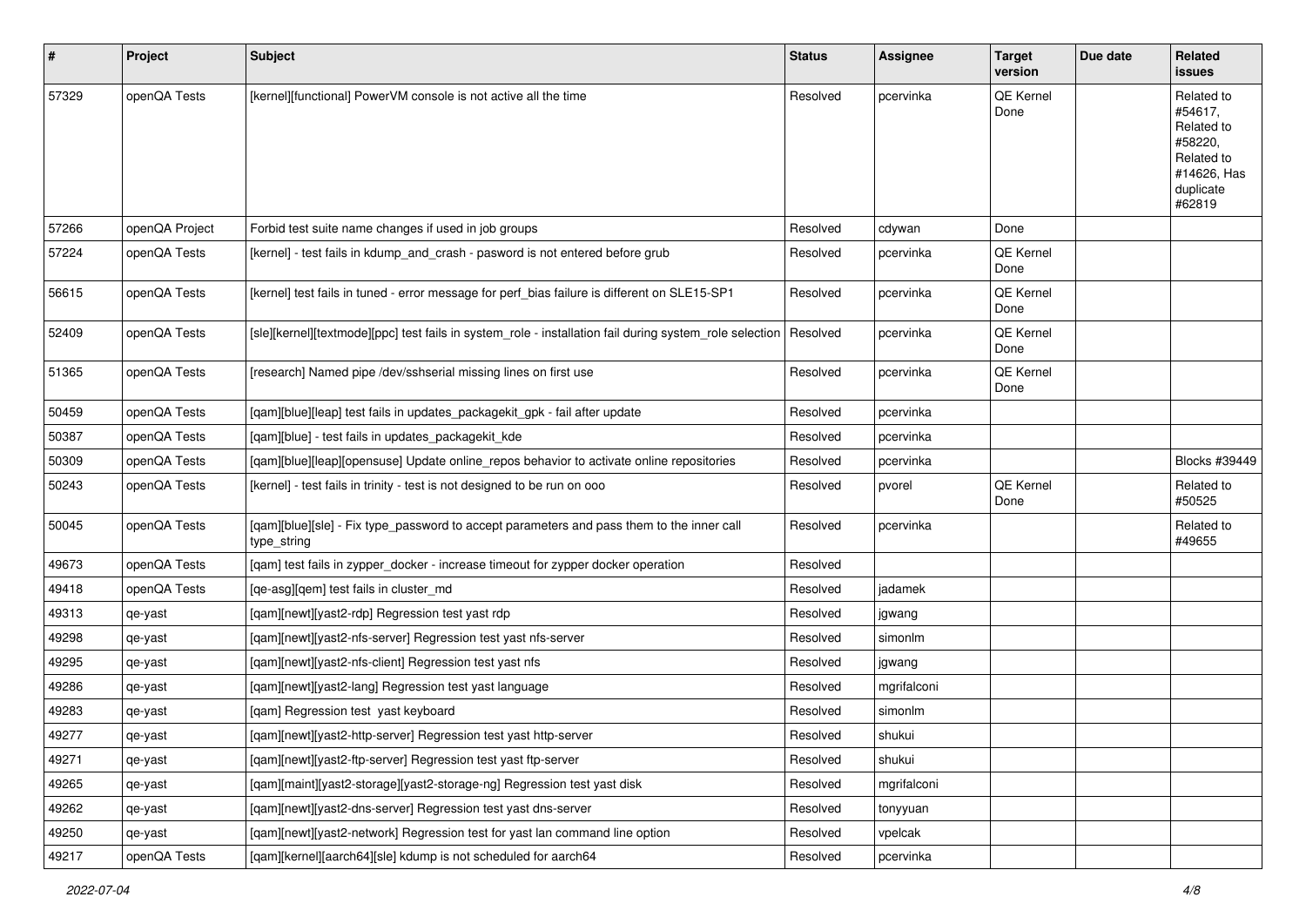| # | Project | Subject | Status | Assignee | Target version | Due date | Related issues |
|---|---|---|---|---|---|---|---|
| 57329 | openQA Tests | [kernel][functional] PowerVM console is not active all the time | Resolved | pcervinka | QE Kernel Done | | Related to #54617, Related to #58220, Related to #14626, Has duplicate #62819 |
| 57266 | openQA Project | Forbid test suite name changes if used in job groups | Resolved | cdywan | Done | | |
| 57224 | openQA Tests | [kernel] - test fails in kdump_and_crash - pasword is not entered before grub | Resolved | pcervinka | QE Kernel Done | | |
| 56615 | openQA Tests | [kernel] test fails in tuned - error message for perf_bias failure is different on SLE15-SP1 | Resolved | pcervinka | QE Kernel Done | | |
| 52409 | openQA Tests | [sle][kernel][textmode][ppc] test fails in system_role - installation fail during system_role selection | Resolved | pcervinka | QE Kernel Done | | |
| 51365 | openQA Tests | [research] Named pipe /dev/sshserial missing lines on first use | Resolved | pcervinka | QE Kernel Done | | |
| 50459 | openQA Tests | [qam][blue][leap] test fails in updates_packagekit_gpk - fail after update | Resolved | pcervinka | | | |
| 50387 | openQA Tests | [qam][blue] - test fails in updates_packagekit_kde | Resolved | pcervinka | | | |
| 50309 | openQA Tests | [qam][blue][leap][opensuse] Update online_repos behavior to activate online repositories | Resolved | pcervinka | | | Blocks #39449 |
| 50243 | openQA Tests | [kernel] - test fails in trinity - test is not designed to be run on ooo | Resolved | pvorel | QE Kernel Done | | Related to #50525 |
| 50045 | openQA Tests | [qam][blue][sle] - Fix type_password to accept parameters and pass them to the inner call type_string | Resolved | pcervinka | | | Related to #49655 |
| 49673 | openQA Tests | [qam] test fails in zypper_docker - increase timeout for zypper docker operation | Resolved | | | | |
| 49418 | openQA Tests | [qe-asg][qem] test fails in cluster_md | Resolved | jadamek | | | |
| 49313 | qe-yast | [qam][newt][yast2-rdp] Regression test yast rdp | Resolved | jgwang | | | |
| 49298 | qe-yast | [qam][newt][yast2-nfs-server] Regression test yast nfs-server | Resolved | simonlm | | | |
| 49295 | qe-yast | [qam][newt][yast2-nfs-client] Regression test yast nfs | Resolved | jgwang | | | |
| 49286 | qe-yast | [qam][newt][yast2-lang] Regression test yast language | Resolved | mgrifalconi | | | |
| 49283 | qe-yast | [qam] Regression test yast keyboard | Resolved | simonlm | | | |
| 49277 | qe-yast | [qam][newt][yast2-http-server] Regression test yast http-server | Resolved | shukui | | | |
| 49271 | qe-yast | [qam][newt][yast2-ftp-server] Regression test yast ftp-server | Resolved | shukui | | | |
| 49265 | qe-yast | [qam][maint][yast2-storage][yast2-storage-ng] Regression test yast disk | Resolved | mgrifalconi | | | |
| 49262 | qe-yast | [qam][newt][yast2-dns-server] Regression test yast dns-server | Resolved | tonyyuan | | | |
| 49250 | qe-yast | [qam][newt][yast2-network] Regression test for yast lan command line option | Resolved | vpelcak | | | |
| 49217 | openQA Tests | [qam][kernel][aarch64][sle] kdump is not scheduled for aarch64 | Resolved | pcervinka | | | |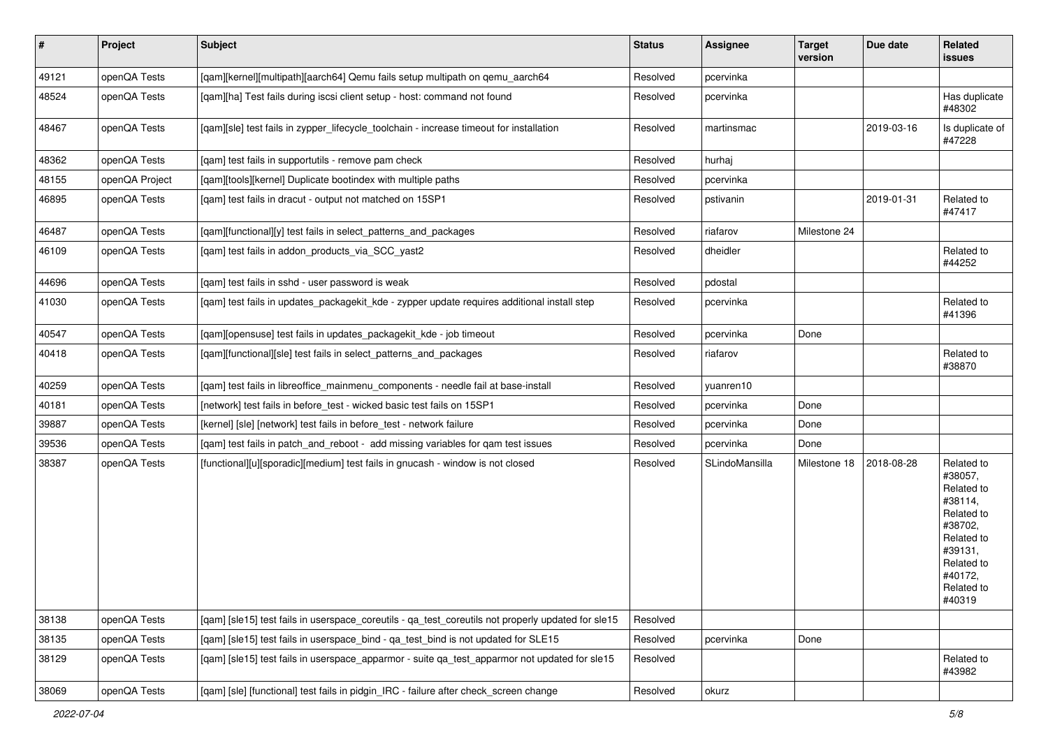| # | Project | Subject | Status | Assignee | Target version | Due date | Related issues |
|---|---|---|---|---|---|---|---|
| 49121 | openQA Tests | [qam][kernel][multipath][aarch64] Qemu fails setup multipath on qemu_aarch64 | Resolved | pcervinka | | | |
| 48524 | openQA Tests | [qam][ha] Test fails during iscsi client setup - host: command not found | Resolved | pcervinka | | | Has duplicate #48302 |
| 48467 | openQA Tests | [qam][sle] test fails in zypper_lifecycle_toolchain - increase timeout for installation | Resolved | martinsmac | | 2019-03-16 | Is duplicate of #47228 |
| 48362 | openQA Tests | [qam] test fails in supportutils - remove pam check | Resolved | hurhaj | | | |
| 48155 | openQA Project | [qam][tools][kernel] Duplicate bootindex with multiple paths | Resolved | pcervinka | | | |
| 46895 | openQA Tests | [qam] test fails in dracut - output not matched on 15SP1 | Resolved | pstivanin | | 2019-01-31 | Related to #47417 |
| 46487 | openQA Tests | [qam][functional][y] test fails in select_patterns_and_packages | Resolved | riafarov | Milestone 24 | | |
| 46109 | openQA Tests | [qam] test fails in addon_products_via_SCC_yast2 | Resolved | dheidler | | | Related to #44252 |
| 44696 | openQA Tests | [qam] test fails in sshd - user password is weak | Resolved | pdostal | | | |
| 41030 | openQA Tests | [qam] test fails in updates_packagekit_kde - zypper update requires additional install step | Resolved | pcervinka | | | Related to #41396 |
| 40547 | openQA Tests | [qam][opensuse] test fails in updates_packagekit_kde - job timeout | Resolved | pcervinka | Done | | |
| 40418 | openQA Tests | [qam][functional][sle] test fails in select_patterns_and_packages | Resolved | riafarov | | | Related to #38870 |
| 40259 | openQA Tests | [qam] test fails in libreoffice_mainmenu_components - needle fail at base-install | Resolved | yuanren10 | | | |
| 40181 | openQA Tests | [network] test fails in before_test - wicked basic test fails on 15SP1 | Resolved | pcervinka | Done | | |
| 39887 | openQA Tests | [kernel] [sle] [network] test fails in before_test - network failure | Resolved | pcervinka | Done | | |
| 39536 | openQA Tests | [qam] test fails in patch_and_reboot - add missing variables for qam test issues | Resolved | pcervinka | Done | | |
| 38387 | openQA Tests | [functional][u][sporadic][medium] test fails in gnucash - window is not closed | Resolved | SLindoMansilla | Milestone 18 | 2018-08-28 | Related to #38057, Related to #38114, Related to #38702, Related to #39131, Related to #40172, Related to #40319 |
| 38138 | openQA Tests | [qam] [sle15] test fails in userspace_coreutils - qa_test_coreutils not properly updated for sle15 | Resolved | | | | |
| 38135 | openQA Tests | [qam] [sle15] test fails in userspace_bind - qa_test_bind is not updated for SLE15 | Resolved | pcervinka | Done | | |
| 38129 | openQA Tests | [qam] [sle15] test fails in userspace_apparmor - suite qa_test_apparmor not updated for sle15 | Resolved | | | | Related to #43982 |
| 38069 | openQA Tests | [qam] [sle] [functional] test fails in pidgin_IRC - failure after check_screen change | Resolved | okurz | | | |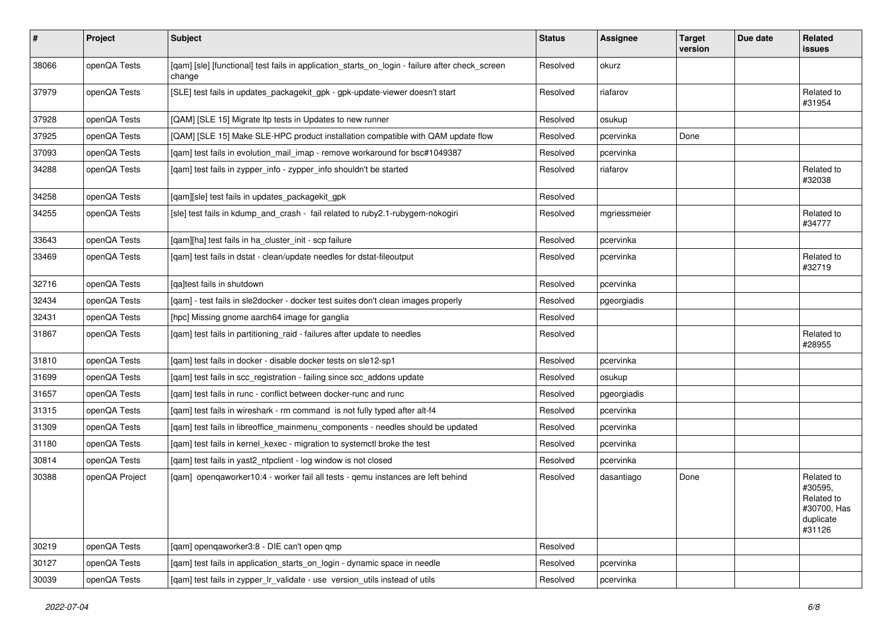| # | Project | Subject | Status | Assignee | Target version | Due date | Related issues |
|---|---|---|---|---|---|---|---|
| 38066 | openQA Tests | [qam] [sle] [functional] test fails in application_starts_on_login - failure after check_screen change | Resolved | okurz | | | |
| 37979 | openQA Tests | [SLE] test fails in updates_packagekit_gpk - gpk-update-viewer doesn't start | Resolved | riafarov | | | Related to #31954 |
| 37928 | openQA Tests | [QAM] [SLE 15] Migrate ltp tests in Updates to new runner | Resolved | osukup | | | |
| 37925 | openQA Tests | [QAM] [SLE 15] Make SLE-HPC product installation compatible with QAM update flow | Resolved | pcervinka | Done | | |
| 37093 | openQA Tests | [qam] test fails in evolution_mail_imap - remove workaround for bsc#1049387 | Resolved | pcervinka | | | |
| 34288 | openQA Tests | [qam] test fails in zypper_info - zypper_info shouldn't be started | Resolved | riafarov | | | Related to #32038 |
| 34258 | openQA Tests | [qam][sle] test fails in updates_packagekit_gpk | Resolved | | | | |
| 34255 | openQA Tests | [sle] test fails in kdump_and_crash - fail related to ruby2.1-rubygem-nokogiri | Resolved | mgriessmeier | | | Related to #34777 |
| 33643 | openQA Tests | [qam][ha] test fails in ha_cluster_init - scp failure | Resolved | pcervinka | | | |
| 33469 | openQA Tests | [qam] test fails in dstat - clean/update needles for dstat-fileoutput | Resolved | pcervinka | | | Related to #32719 |
| 32716 | openQA Tests | [qa]test fails in shutdown | Resolved | pcervinka | | | |
| 32434 | openQA Tests | [qam] - test fails in sle2docker - docker test suites don't clean images properly | Resolved | pgeorgiadis | | | |
| 32431 | openQA Tests | [hpc] Missing gnome aarch64 image for ganglia | Resolved | | | | |
| 31867 | openQA Tests | [qam] test fails in partitioning_raid - failures after update to needles | Resolved | | | | Related to #28955 |
| 31810 | openQA Tests | [qam] test fails in docker - disable docker tests on sle12-sp1 | Resolved | pcervinka | | | |
| 31699 | openQA Tests | [qam] test fails in scc_registration - failing since scc_addons update | Resolved | osukup | | | |
| 31657 | openQA Tests | [qam] test fails in runc - conflict between docker-runc and runc | Resolved | pgeorgiadis | | | |
| 31315 | openQA Tests | [qam] test fails in wireshark - rm command is not fully typed after alt-f4 | Resolved | pcervinka | | | |
| 31309 | openQA Tests | [qam] test fails in libreoffice_mainmenu_components - needles should be updated | Resolved | pcervinka | | | |
| 31180 | openQA Tests | [qam] test fails in kernel_kexec - migration to systemctl broke the test | Resolved | pcervinka | | | |
| 30814 | openQA Tests | [qam] test fails in yast2_ntpclient - log window is not closed | Resolved | pcervinka | | | |
| 30388 | openQA Project | [qam] openqaworker10:4 - worker fail all tests - qemu instances are left behind | Resolved | dasantiago | Done | | Related to #30595, Related to #30700, Has duplicate #31126 |
| 30219 | openQA Tests | [qam] openqaworker3:8 - DIE can't open qmp | Resolved | | | | |
| 30127 | openQA Tests | [qam] test fails in application_starts_on_login - dynamic space in needle | Resolved | pcervinka | | | |
| 30039 | openQA Tests | [qam] test fails in zypper_lr_validate - use version_utils instead of utils | Resolved | pcervinka | | | |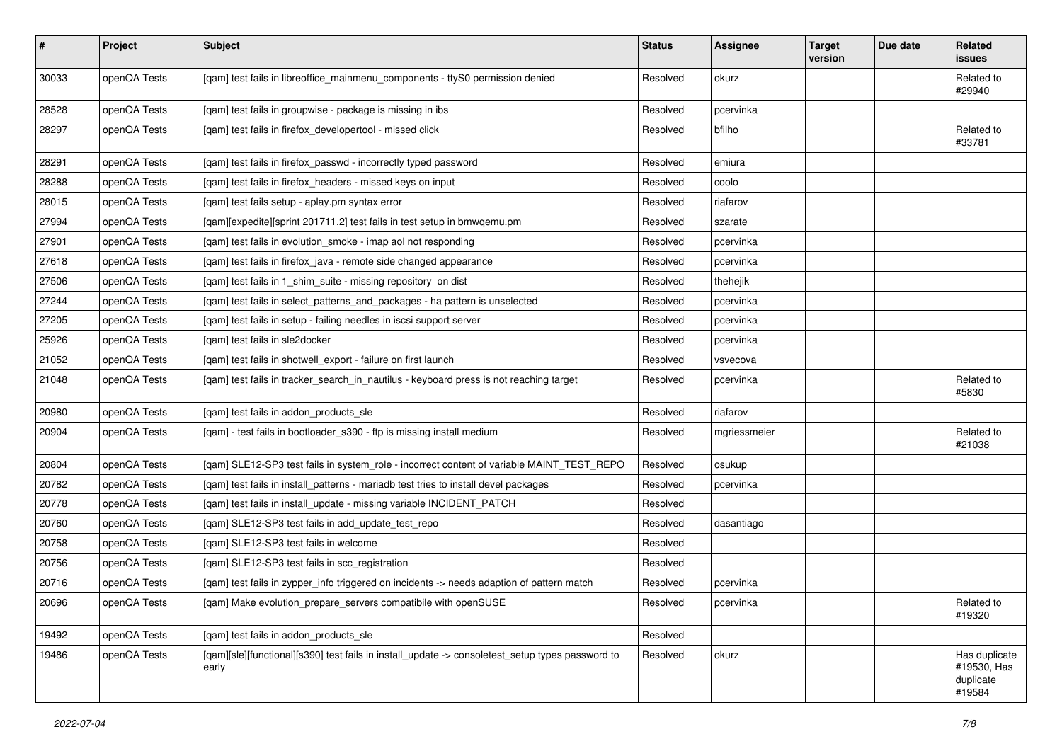| # | Project | Subject | Status | Assignee | Target version | Due date | Related issues |
|---|---|---|---|---|---|---|---|
| 30033 | openQA Tests | [qam] test fails in libreoffice_mainmenu_components - ttyS0 permission denied | Resolved | okurz | | | Related to #29940 |
| 28528 | openQA Tests | [qam] test fails in groupwise - package is missing in ibs | Resolved | pcervinka | | | |
| 28297 | openQA Tests | [qam] test fails in firefox_developertool - missed click | Resolved | bfilho | | | Related to #33781 |
| 28291 | openQA Tests | [qam] test fails in firefox_passwd - incorrectly typed password | Resolved | emiura | | | |
| 28288 | openQA Tests | [qam] test fails in firefox_headers - missed keys on input | Resolved | coolo | | | |
| 28015 | openQA Tests | [qam] test fails setup - aplay.pm syntax error | Resolved | riafarov | | | |
| 27994 | openQA Tests | [qam][expedite][sprint 201711.2] test fails in test setup in bmwqemu.pm | Resolved | szarate | | | |
| 27901 | openQA Tests | [qam] test fails in evolution_smoke - imap aol not responding | Resolved | pcervinka | | | |
| 27618 | openQA Tests | [qam] test fails in firefox_java - remote side changed appearance | Resolved | pcervinka | | | |
| 27506 | openQA Tests | [qam] test fails in 1_shim_suite - missing repository on dist | Resolved | thehejik | | | |
| 27244 | openQA Tests | [qam] test fails in select_patterns_and_packages - ha pattern is unselected | Resolved | pcervinka | | | |
| 27205 | openQA Tests | [qam] test fails in setup - failing needles in iscsi support server | Resolved | pcervinka | | | |
| 25926 | openQA Tests | [qam] test fails in sle2docker | Resolved | pcervinka | | | |
| 21052 | openQA Tests | [qam] test fails in shotwell_export - failure on first launch | Resolved | vsvecova | | | |
| 21048 | openQA Tests | [qam] test fails in tracker_search_in_nautilus - keyboard press is not reaching target | Resolved | pcervinka | | | Related to #5830 |
| 20980 | openQA Tests | [qam] test fails in addon_products_sle | Resolved | riafarov | | | |
| 20904 | openQA Tests | [qam] - test fails in bootloader_s390 - ftp is missing install medium | Resolved | mgriessmeier | | | Related to #21038 |
| 20804 | openQA Tests | [qam] SLE12-SP3 test fails in system_role - incorrect content of variable MAINT_TEST_REPO | Resolved | osukup | | | |
| 20782 | openQA Tests | [qam] test fails in install_patterns - mariadb test tries to install devel packages | Resolved | pcervinka | | | |
| 20778 | openQA Tests | [qam] test fails in install_update - missing variable INCIDENT_PATCH | Resolved | | | | |
| 20760 | openQA Tests | [qam] SLE12-SP3 test fails in add_update_test_repo | Resolved | dasantiago | | | |
| 20758 | openQA Tests | [qam] SLE12-SP3 test fails in welcome | Resolved | | | | |
| 20756 | openQA Tests | [qam] SLE12-SP3 test fails in scc_registration | Resolved | | | | |
| 20716 | openQA Tests | [qam] test fails in zypper_info triggered on incidents -> needs adaption of pattern match | Resolved | pcervinka | | | |
| 20696 | openQA Tests | [qam] Make evolution_prepare_servers compatibile with openSUSE | Resolved | pcervinka | | | Related to #19320 |
| 19492 | openQA Tests | [qam] test fails in addon_products_sle | Resolved | | | | |
| 19486 | openQA Tests | [qam][sle][functional][s390] test fails in install_update -> consoletest_setup types password to early | Resolved | okurz | | | Has duplicate #19530, Has duplicate #19584 |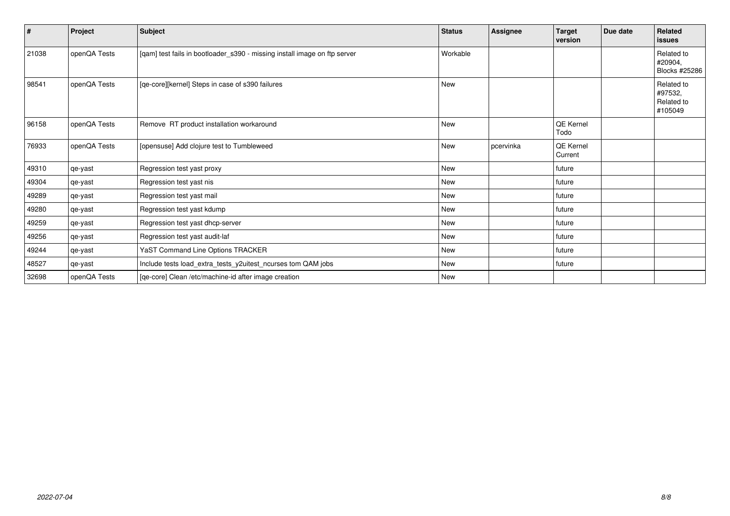| # | Project | Subject | Status | Assignee | Target version | Due date | Related issues |
|---|---|---|---|---|---|---|---|
| 21038 | openQA Tests | [qam] test fails in bootloader_s390 - missing install image on ftp server | Workable | | | | Related to #20904, Blocks #25286 |
| 98541 | openQA Tests | [qe-core][kernel] Steps in case of s390 failures | New | | | | Related to #97532, Related to #105049 |
| 96158 | openQA Tests | Remove RT product installation workaround | New | | QE Kernel Todo | | |
| 76933 | openQA Tests | [opensuse] Add clojure test to Tumbleweed | New | pcervinka | QE Kernel Current | | |
| 49310 | qe-yast | Regression test yast proxy | New | | future | | |
| 49304 | qe-yast | Regression test yast nis | New | | future | | |
| 49289 | qe-yast | Regression test yast mail | New | | future | | |
| 49280 | qe-yast | Regression test yast kdump | New | | future | | |
| 49259 | qe-yast | Regression test yast dhcp-server | New | | future | | |
| 49256 | qe-yast | Regression test yast audit-laf | New | | future | | |
| 49244 | qe-yast | YaST Command Line Options TRACKER | New | | future | | |
| 48527 | qe-yast | Include tests load_extra_tests_y2uitest_ncurses tom QAM jobs | New | | future | | |
| 32698 | openQA Tests | [qe-core] Clean /etc/machine-id after image creation | New | | | | |

*2022-07-04*